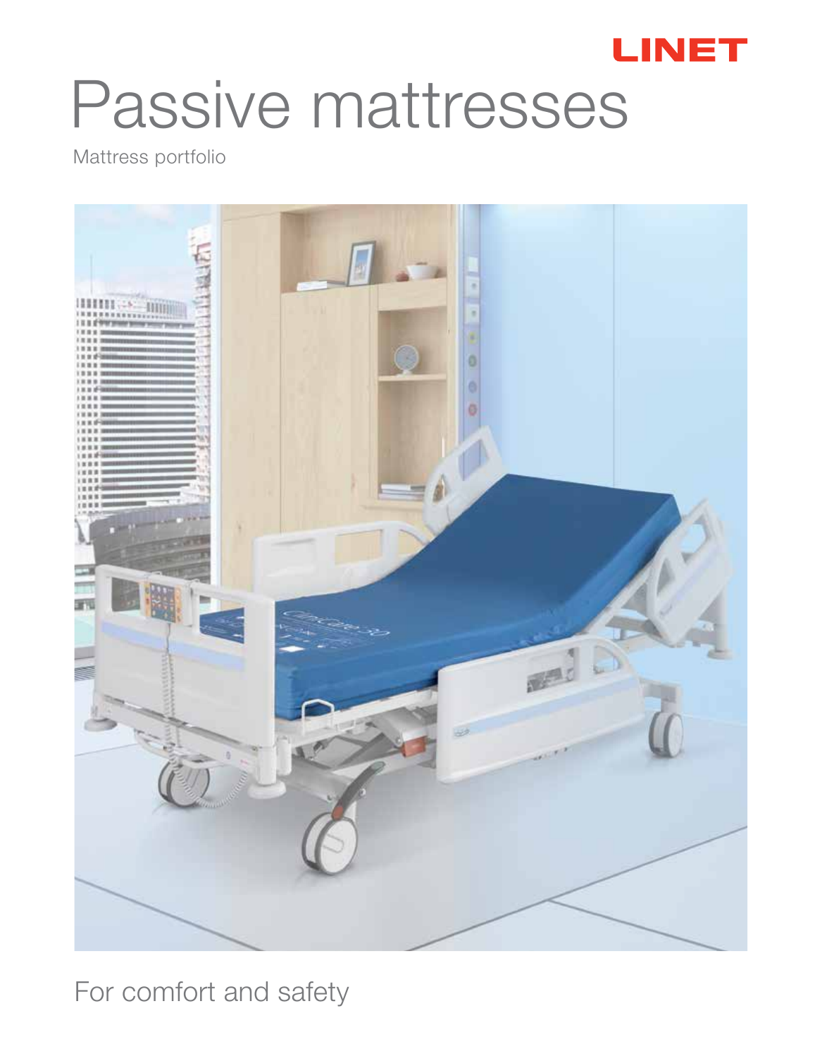LINET

# Passive mattresses

Mattress portfolio

For comfort and safety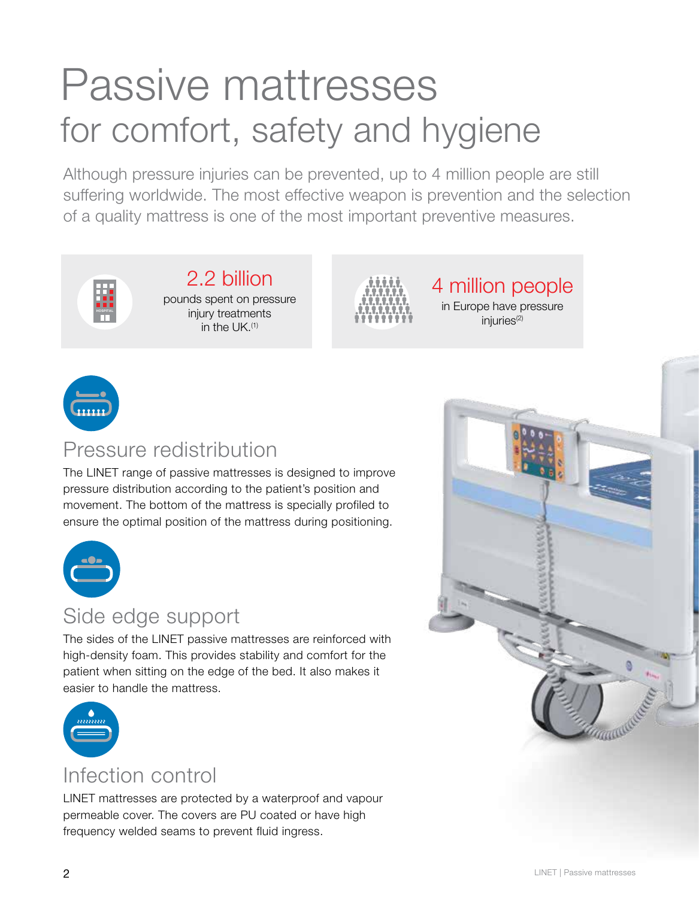# Passive mattresses

## for comfort, safety and hygiene

Although pressure injuries can be prevented, up to 4 million people are still suffering worldwide. The most effective weapon is prevention and the selection of a quality mattress is one of the most important preventive measures.

**2.2 billion**
pounds spent on pressure injury treatments in the UK.[1]

**4 million people**
in Europe have pressure injuries[2]

### Pressure redistribution

The LINET range of passive mattresses is designed to improve pressure distribution according to the patient's position and movement. The bottom of the mattress is specially profiled to ensure the optimal position of the mattress during positioning.

### Side edge support

The sides of the LINET passive mattresses are reinforced with high-density foam. This provides stability and comfort for the patient when sitting on the edge of the bed. It also makes it easier to handle the mattress.

### Infection control

LINET mattresses are protected by a waterproof and vapour permeable cover. The covers are PU coated or have high frequency welded seams to prevent fluid ingress.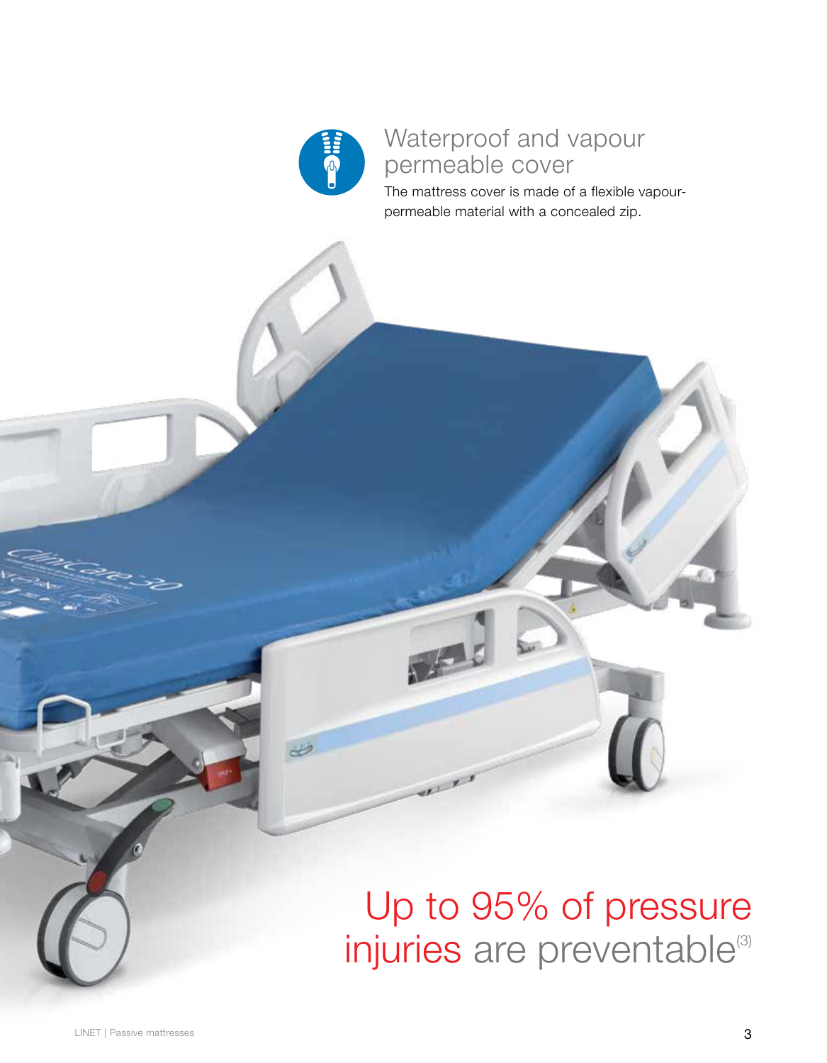## Waterproof and vapour permeable cover

The mattress cover is made of a flexible vapour-permeable material with a concealed zip.

# Up to 95% of pressure injuries are preventable[3]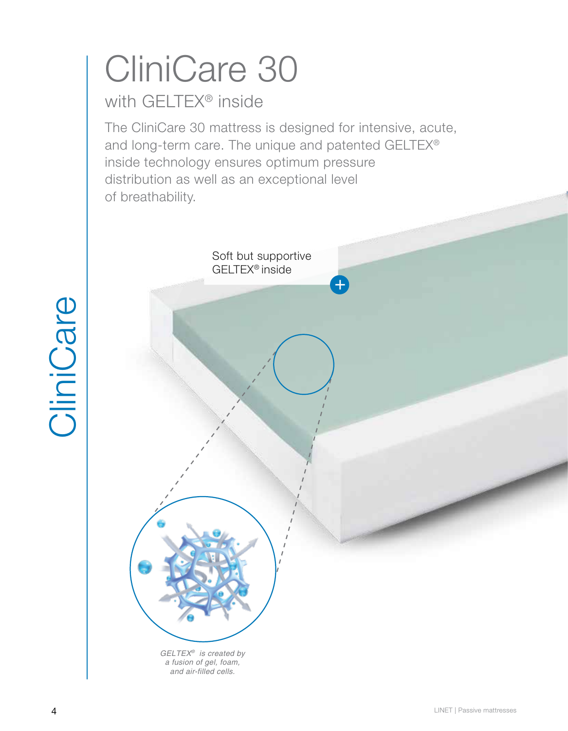# CliniCare 30

## with GELTEX® inside

The CliniCare 30 mattress is designed for intensive, acute, and long-term care. The unique and patented GELTEX® inside technology ensures optimum pressure distribution as well as an exceptional level of breathability.

Soft but supportive GELTEX® inside

*GELTEX® is created by a fusion of gel, foam, and air-filled cells.*

CliniCare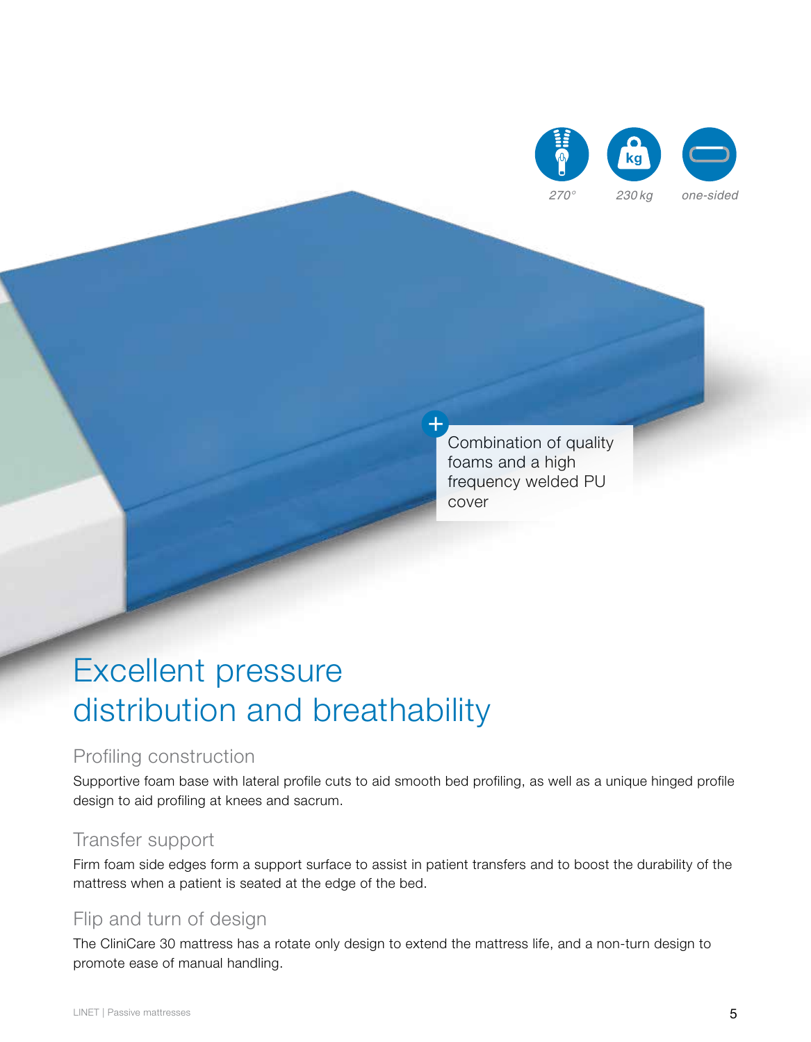270°

230 kg

one-sided

Combination of quality foams and a high frequency welded PU cover

# Excellent pressure distribution and breathability

## Profiling construction

Supportive foam base with lateral profile cuts to aid smooth bed profiling, as well as a unique hinged profile design to aid profiling at knees and sacrum.

## Transfer support

Firm foam side edges form a support surface to assist in patient transfers and to boost the durability of the mattress when a patient is seated at the edge of the bed.

## Flip and turn of design

The CliniCare 30 mattress has a rotate only design to extend the mattress life, and a non-turn design to promote ease of manual handling.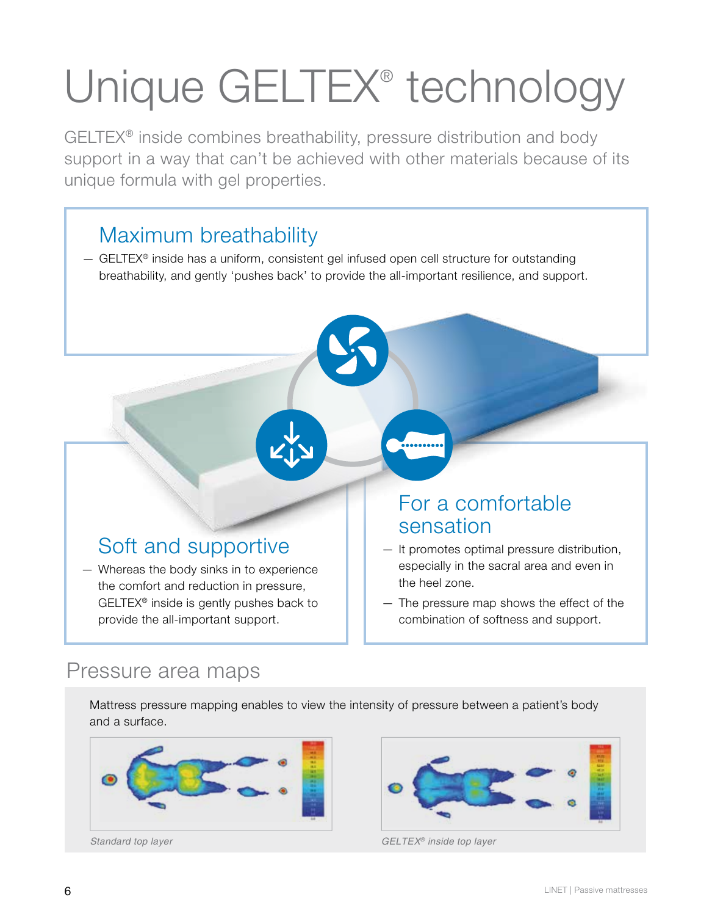# Unique GELTEX® technology

GELTEX® inside combines breathability, pressure distribution and body support in a way that can't be achieved with other materials because of its unique formula with gel properties.

## Maximum breathability

- GELTEX® inside has a uniform, consistent gel infused open cell structure for outstanding breathability, and gently 'pushes back' to provide the all-important resilience, and support.

## Soft and supportive

- Whereas the body sinks in to experience the comfort and reduction in pressure, GELTEX® inside is gently pushes back to provide the all-important support.

## For a comfortable sensation

- It promotes optimal pressure distribution, especially in the sacral area and even in the heel zone.
- The pressure map shows the effect of the combination of softness and support.

## Pressure area maps

Mattress pressure mapping enables to view the intensity of pressure between a patient's body and a surface.

*Standard top layer*

*GELTEX® inside top layer*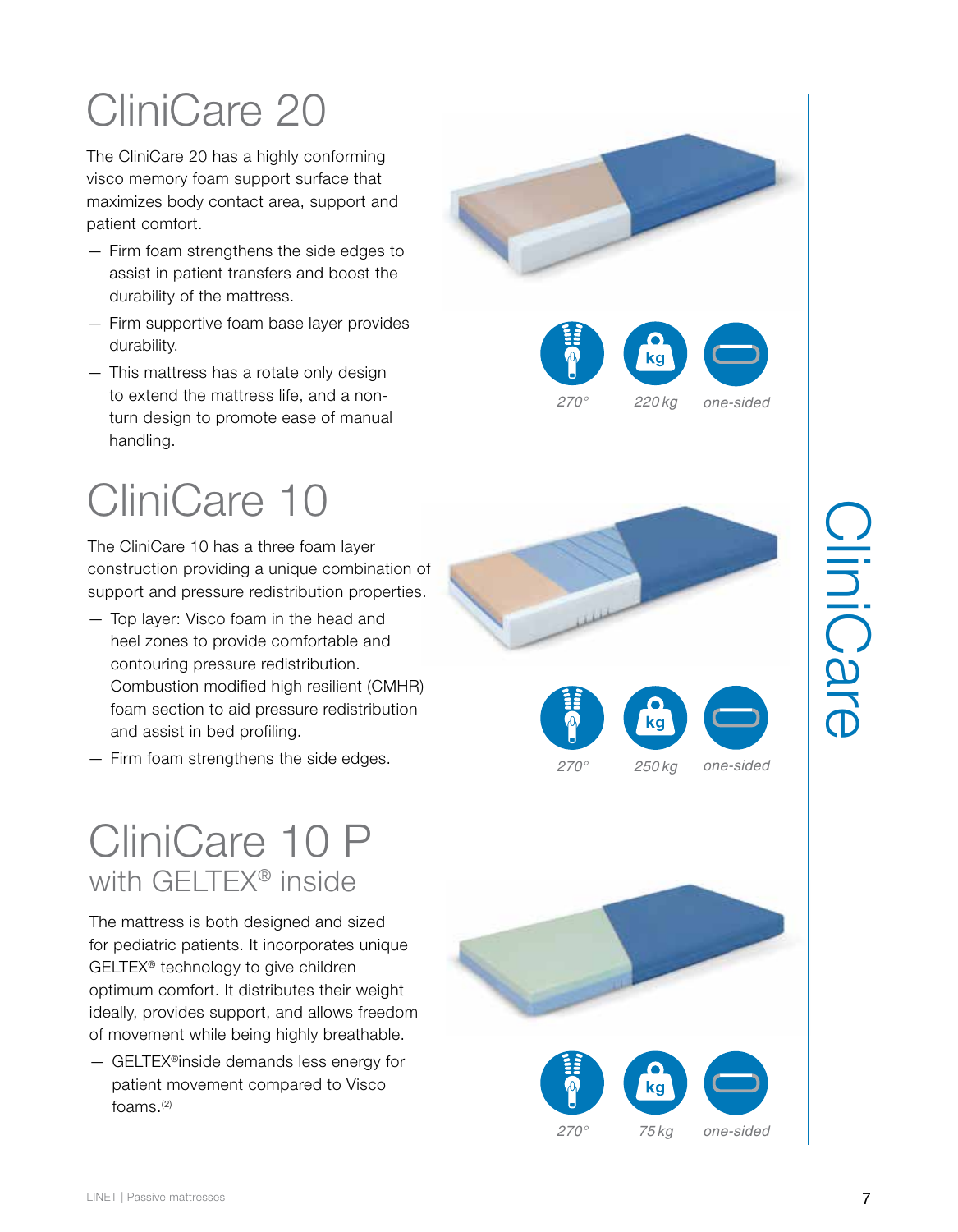# CliniCare 20

The CliniCare 20 has a highly conforming visco memory foam support surface that maximizes body contact area, support and patient comfort.

- Firm foam strengthens the side edges to assist in patient transfers and boost the durability of the mattress.
- Firm supportive foam base layer provides durability.
- This mattress has a rotate only design to extend the mattress life, and a non-turn design to promote ease of manual handling.

*270°* *220 kg* *one-sided*

# CliniCare 10

The CliniCare 10 has a three foam layer construction providing a unique combination of support and pressure redistribution properties.

- Top layer: Visco foam in the head and heel zones to provide comfortable and contouring pressure redistribution. Combustion modified high resilient (CMHR) foam section to aid pressure redistribution and assist in bed profiling.
- Firm foam strengthens the side edges.

*270°* *250 kg* *one-sided*

# CliniCare 10 P

## with GELTEX® inside

The mattress is both designed and sized for pediatric patients. It incorporates unique GELTEX® technology to give children optimum comfort. It distributes their weight ideally, provides support, and allows freedom of movement while being highly breathable.

- GELTEX®inside demands less energy for patient movement compared to Visco foams.[2]

*270°* *75 kg* *one-sided*

CliniCare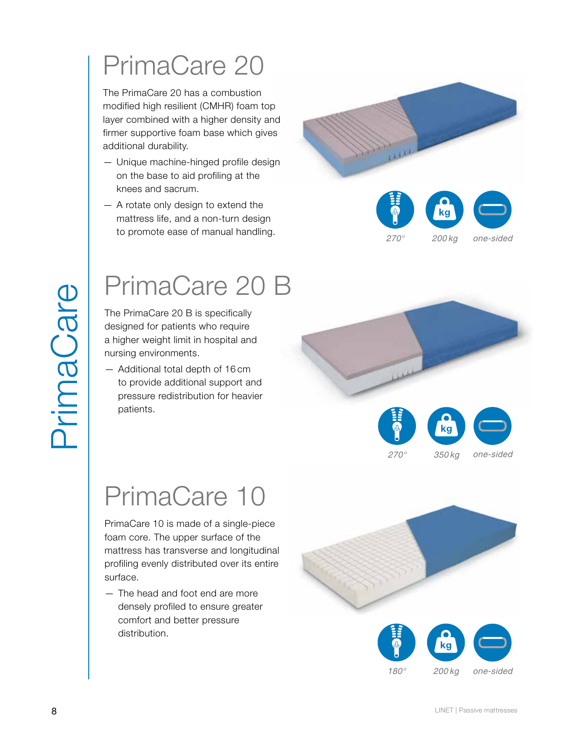PrimaCare

# PrimaCare 20

The PrimaCare 20 has a combustion modified high resilient (CMHR) foam top layer combined with a higher density and firmer supportive foam base which gives additional durability.

- Unique machine-hinged profile design on the base to aid profiling at the knees and sacrum.
- A rotate only design to extend the mattress life, and a non-turn design to promote ease of manual handling.

*270°* *200 kg* *one-sided*

# PrimaCare 20 B

The PrimaCare 20 B is specifically designed for patients who require a higher weight limit in hospital and nursing environments.

- Additional total depth of 16 cm to provide additional support and pressure redistribution for heavier patients.

*270°* *350 kg* *one-sided*

# PrimaCare 10

PrimaCare 10 is made of a single-piece foam core. The upper surface of the mattress has transverse and longitudinal profiling evenly distributed over its entire surface.

- The head and foot end are more densely profiled to ensure greater comfort and better pressure distribution.

*180°* *200 kg* *one-sided*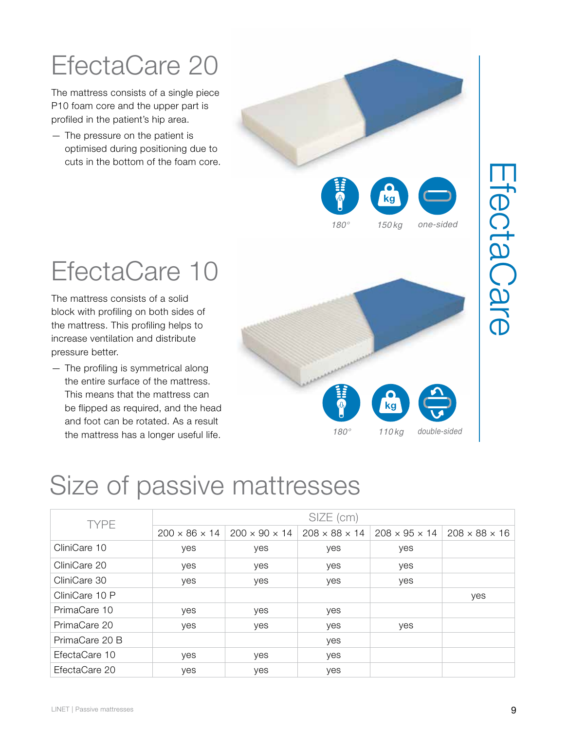# EfectaCare 20

The mattress consists of a single piece P10 foam core and the upper part is profiled in the patient's hip area.

— The pressure on the patient is optimised during positioning due to cuts in the bottom of the foam core.

*180°* *150 kg* *one-sided*

# EfectaCare 10

The mattress consists of a solid block with profiling on both sides of the mattress. This profiling helps to increase ventilation and distribute pressure better.

— The profiling is symmetrical along the entire surface of the mattress. This means that the mattress can be flipped as required, and the head and foot can be rotated. As a result the mattress has a longer useful life.

*180°* *110 kg* *double-sided*

EfectaCare

# Size of passive mattresses

| TYPE | SIZE (cm) | | | | |
|---|---|---|---|---|---|
| | 200 × 86 × 14 | 200 × 90 × 14 | 208 × 88 × 14 | 208 × 95 × 14 | 208 × 88 × 16 |
| CliniCare 10 | yes | yes | yes | yes | |
| CliniCare 20 | yes | yes | yes | yes | |
| CliniCare 30 | yes | yes | yes | yes | |
| CliniCare 10 P | | | | | yes |
| PrimaCare 10 | yes | yes | yes | | |
| PrimaCare 20 | yes | yes | yes | yes | |
| PrimaCare 20 B | | | yes | | |
| EfectaCare 10 | yes | yes | yes | | |
| EfectaCare 20 | yes | yes | yes | | |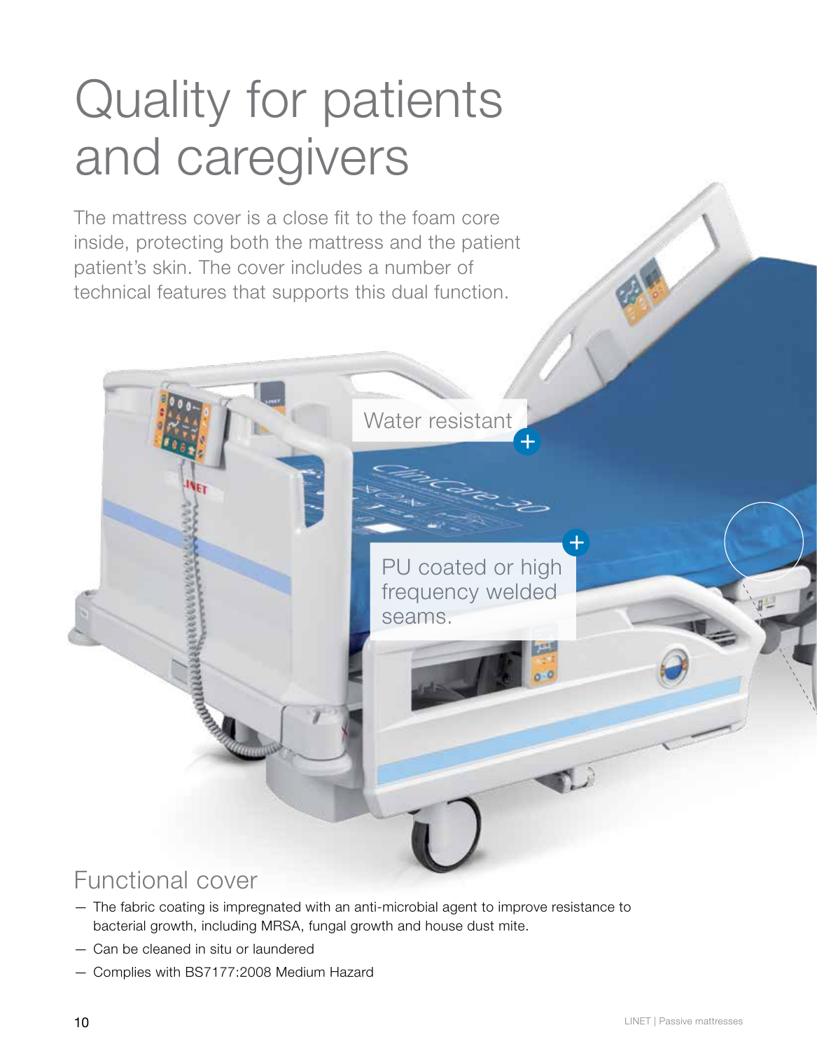# Quality for patients and caregivers

The mattress cover is a close fit to the foam core inside, protecting both the mattress and the patient patient's skin. The cover includes a number of technical features that supports this dual function.

Water resistant

PU coated or high frequency welded seams.

## Functional cover

- The fabric coating is impregnated with an anti-microbial agent to improve resistance to bacterial growth, including MRSA, fungal growth and house dust mite.
- Can be cleaned in situ or laundered
- Complies with BS7177:2008 Medium Hazard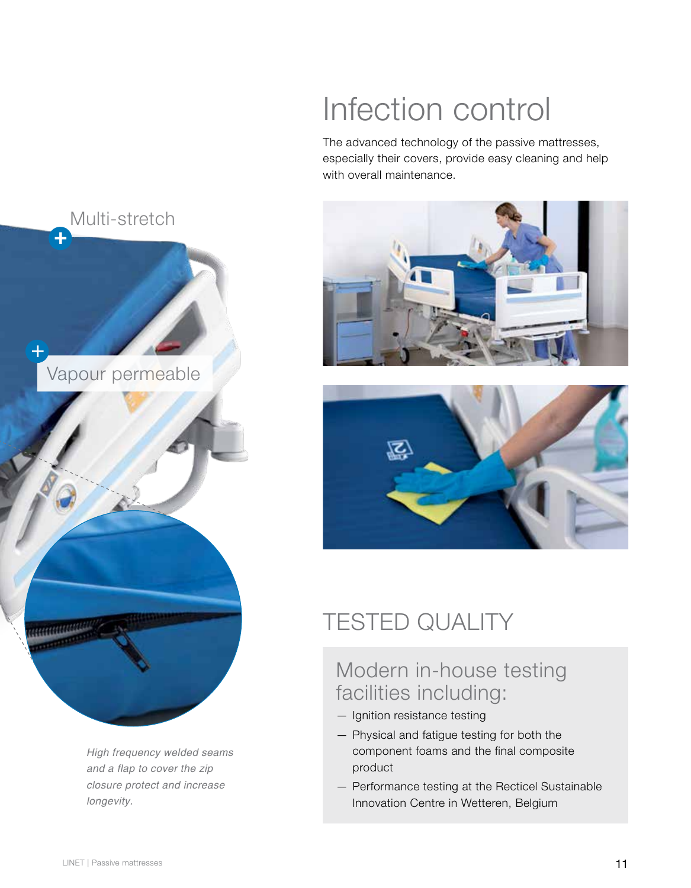Multi-stretch

Vapour permeable

*High frequency welded seams and a flap to cover the zip closure protect and increase longevity.*

# Infection control

The advanced technology of the passive mattresses, especially their covers, provide easy cleaning and help with overall maintenance.

## TESTED QUALITY

### Modern in-house testing facilities including:

- Ignition resistance testing
- Physical and fatigue testing for both the component foams and the final composite product
- Performance testing at the Recticel Sustainable Innovation Centre in Wetteren, Belgium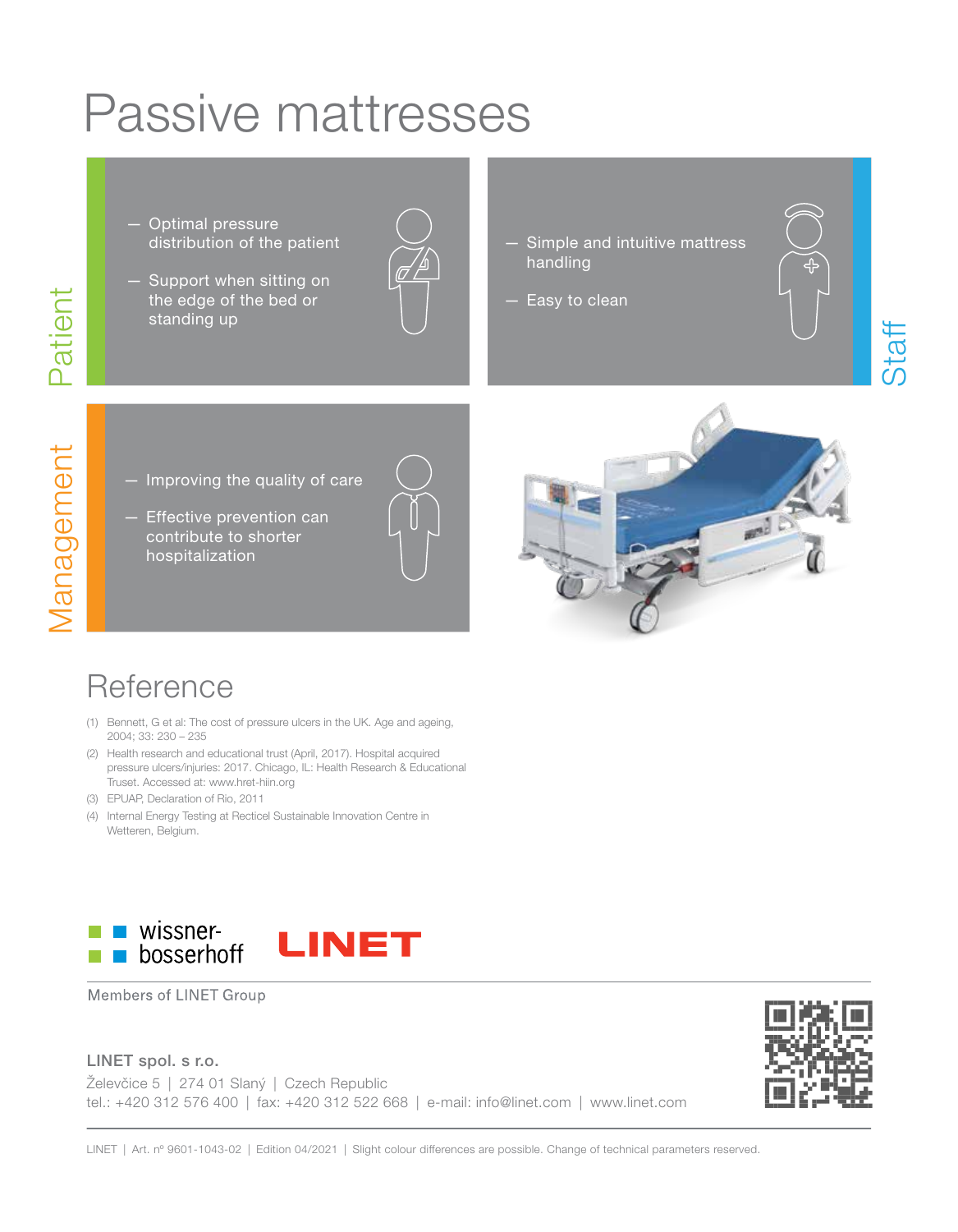# Passive mattresses

## Patient

- Optimal pressure distribution of the patient
- Support when sitting on the edge of the bed or standing up

## Staff

- Simple and intuitive mattress handling
- Easy to clean

## Management

- Improving the quality of care
- Effective prevention can contribute to shorter hospitalization

## Reference

(1) Bennett, G et al: The cost of pressure ulcers in the UK. Age and ageing, 2004; 33: 230 – 235

(2) Health research and educational trust (April, 2017). Hospital acquired pressure ulcers/injuries: 2017. Chicago, IL: Health Research & Educational Truset. Accessed at: www.hret-hiin.org

(3) EPUAP, Declaration of Rio, 2011

(4) Internal Energy Testing at Recticel Sustainable Innovation Centre in Wetteren, Belgium.

wissner-bosserhoff LINET

Members of LINET Group

**LINET spol. s r.o.**
Želevčice 5 | 274 01 Slaný | Czech Republic
tel.: +420 312 576 400 | fax: +420 312 522 668 | e-mail: info@linet.com | www.linet.com

LINET | Art. nº 9601-1043-02 | Edition 04/2021 | Slight colour differences are possible. Change of technical parameters reserved.